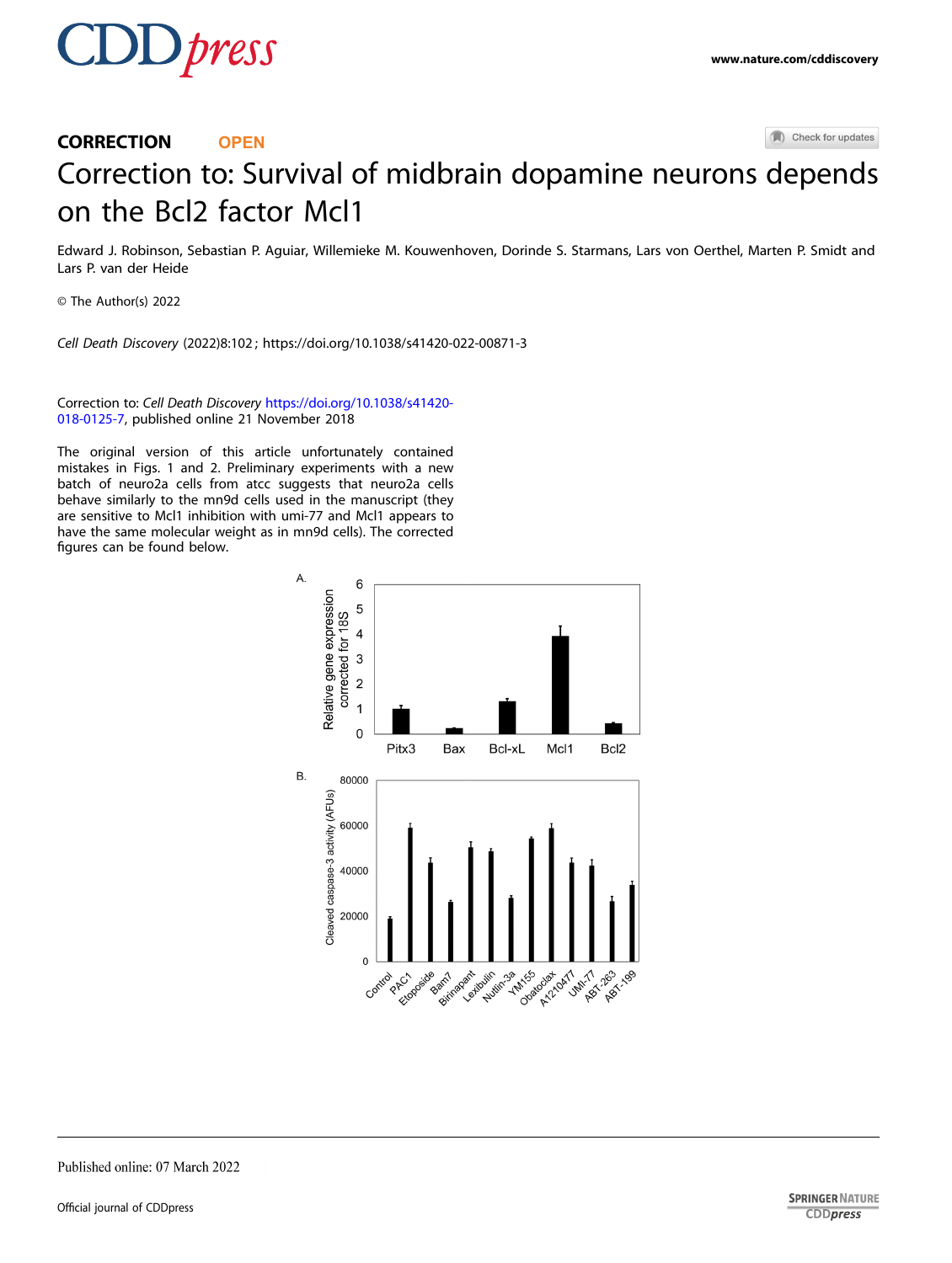CORRECTION OPEN

# Correction to: Survival of midbrain dopamine neurons depends on the Bcl2 factor Mcl1

Edward J. Robinson, Sebastian P. Aguiar, Willemieke M. Kouwenhoven, Dorinde S. Starmans, Lars von Oerthel, Marten P. Smidt and Lars P. van der Heide

© The Author(s) 2022

*Cell Death Discovery* (2022)8:102 ; https://doi.org/10.1038/s41420-022-00871-3

Correction to: *Cell Death Discovery* https://doi.org/10.1038/s41420-018-0125-7, published online 21 November 2018

The original version of this article unfortunately contained mistakes in Figs. 1 and 2. Preliminary experiments with a new batch of neuro2a cells from atcc suggests that neuro2a cells behave similarly to the mn9d cells used in the manuscript (they are sensitive to Mcl1 inhibition with umi-77 and Mcl1 appears to have the same molecular weight as in mn9d cells). The corrected figures can be found below.

Published online: 07 March 2022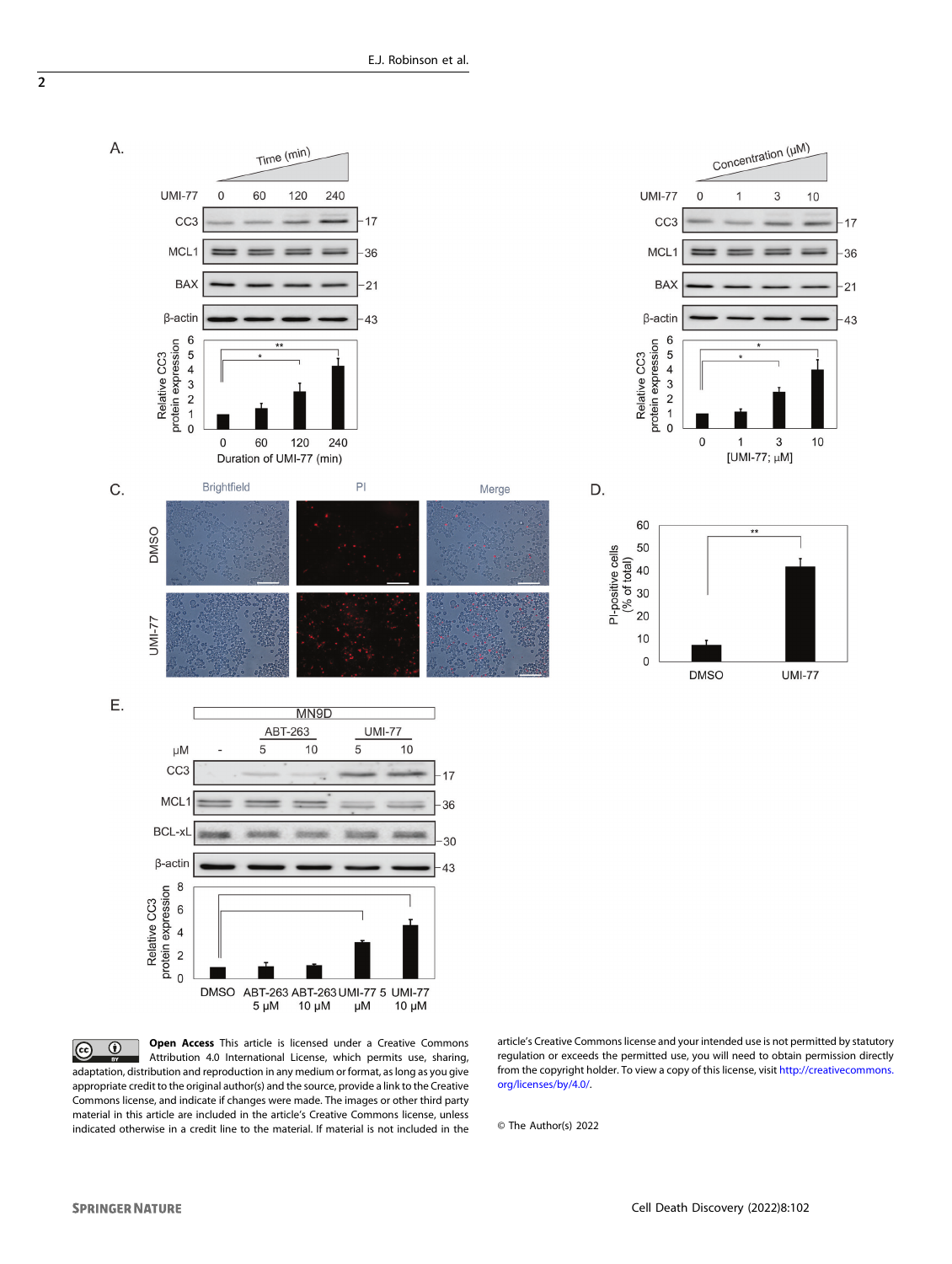A.

Time (min)

UMI-77 0 60 120 240

CC3 17

MCL1 36

BAX 21

β-actin 43

Relative CC3 protein expression

6
5
4
3
2
1
0

**
*

0 60 120 240

Duration of UMI-77 (min)

Concentration (μM)

UMI-77 0 1 3 10

CC3 17

MCL1 36

BAX 21

β-actin 43

Relative CC3 protein expression

6
5
4
3
2
1
0

*
*

0 1 3 10

[UMI-77; μM]

C.

Brightfield PI Merge

DMSO

UMI-77

D.

PI-positive cells (% of total)

60
50
40
30
20
10
0

**

DMSO UMI-77

E.

MN9D

ABT-263 UMI-77

μM - 5 10 5 10

CC3 17

MCL1 36

BCL-xL 30

β-actin 43

Relative CC3 protein expression

8
6
4
2
0

DMSO ABT-263 5 μM ABT-263 10 μM UMI-77 5 μM UMI-77 10 μM

**Open Access** This article is licensed under a Creative Commons Attribution 4.0 International License, which permits use, sharing, adaptation, distribution and reproduction in any medium or format, as long as you give appropriate credit to the original author(s) and the source, provide a link to the Creative Commons license, and indicate if changes were made. The images or other third party material in this article are included in the article's Creative Commons license, unless indicated otherwise in a credit line to the material. If material is not included in the article's Creative Commons license and your intended use is not permitted by statutory regulation or exceeds the permitted use, you will need to obtain permission directly from the copyright holder. To view a copy of this license, visit http://creativecommons.org/licenses/by/4.0/.

© The Author(s) 2022